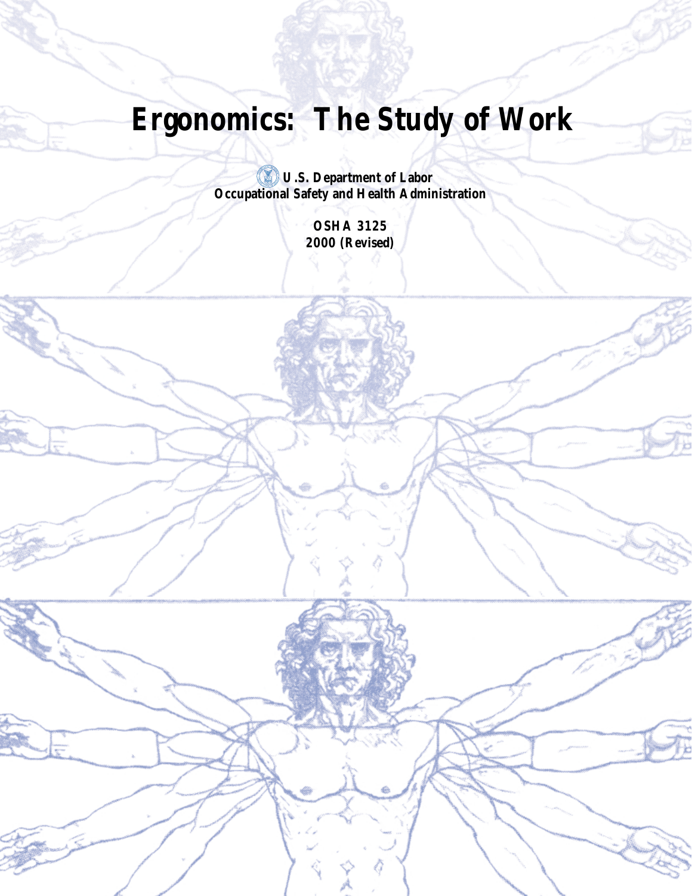# Ergonomics: The Study of Work

U.S. Department of Labor
Occupational Safety and Health Administration

OSHA 3125
2000 (Revised)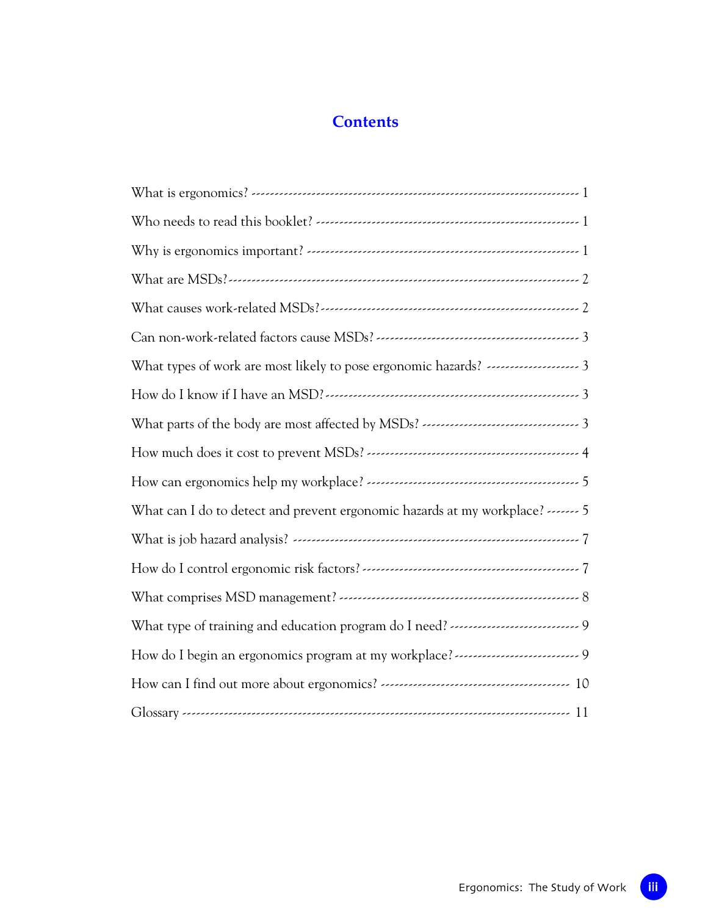# Contents

| | |
|---|---|
| What is ergonomics? | 1 |
| Who needs to read this booklet? | 1 |
| Why is ergonomics important? | 1 |
| What are MSDs? | 2 |
| What causes work-related MSDs? | 2 |
| Can non-work-related factors cause MSDs? | 3 |
| What types of work are most likely to pose ergonomic hazards? | 3 |
| How do I know if I have an MSD? | 3 |
| What parts of the body are most affected by MSDs? | 3 |
| How much does it cost to prevent MSDs? | 4 |
| How can ergonomics help my workplace? | 5 |
| What can I do to detect and prevent ergonomic hazards at my workplace? | 5 |
| What is job hazard analysis? | 7 |
| How do I control ergonomic risk factors? | 7 |
| What comprises MSD management? | 8 |
| What type of training and education program do I need? | 9 |
| How do I begin an ergonomics program at my workplace? | 9 |
| How can I find out more about ergonomics? | 10 |
| Glossary | 11 |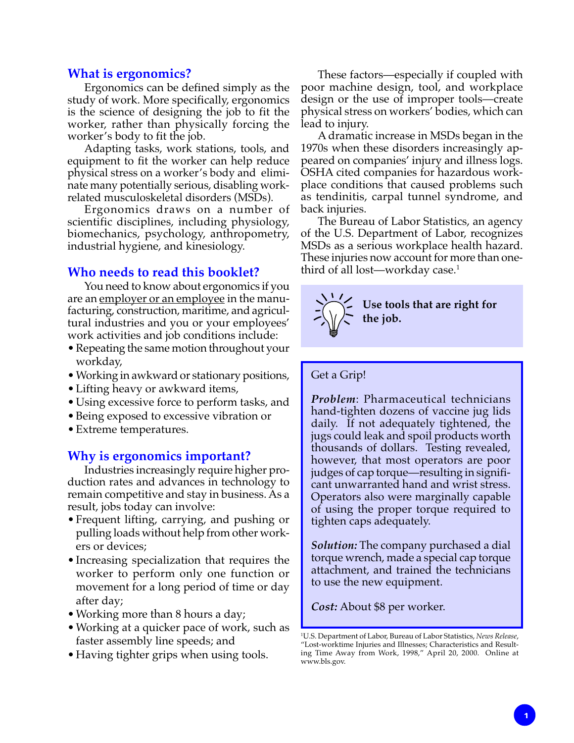## What is ergonomics?

Ergonomics can be defined simply as the study of work. More specifically, ergonomics is the science of designing the job to fit the worker, rather than physically forcing the worker's body to fit the job.

Adapting tasks, work stations, tools, and equipment to fit the worker can help reduce physical stress on a worker's body and eliminate many potentially serious, disabling work-related musculoskeletal disorders (MSDs).

Ergonomics draws on a number of scientific disciplines, including physiology, biomechanics, psychology, anthropometry, industrial hygiene, and kinesiology.

## Who needs to read this booklet?

You need to know about ergonomics if you are an employer or an employee in the manufacturing, construction, maritime, and agricultural industries and you or your employees' work activities and job conditions include:

- Repeating the same motion throughout your workday,
- Working in awkward or stationary positions,
- Lifting heavy or awkward items,
- Using excessive force to perform tasks, and
- Being exposed to excessive vibration or
- Extreme temperatures.

## Why is ergonomics important?

Industries increasingly require higher production rates and advances in technology to remain competitive and stay in business. As a result, jobs today can involve:

- Frequent lifting, carrying, and pushing or pulling loads without help from other workers or devices;
- Increasing specialization that requires the worker to perform only one function or movement for a long period of time or day after day;
- Working more than 8 hours a day;
- Working at a quicker pace of work, such as faster assembly line speeds; and
- Having tighter grips when using tools.

These factors—especially if coupled with poor machine design, tool, and workplace design or the use of improper tools—create physical stress on workers' bodies, which can lead to injury.

A dramatic increase in MSDs began in the 1970s when these disorders increasingly appeared on companies' injury and illness logs. OSHA cited companies for hazardous workplace conditions that caused problems such as tendinitis, carpal tunnel syndrome, and back injuries.

The Bureau of Labor Statistics, an agency of the U.S. Department of Labor, recognizes MSDs as a serious workplace health hazard. These injuries now account for more than one-third of all lost—workday case.[1]

**Use tools that are right for the job.**

---

Get a Grip!

***Problem***: Pharmaceutical technicians hand-tighten dozens of vaccine jug lids daily. If not adequately tightened, the jugs could leak and spoil products worth thousands of dollars. Testing revealed, however, that most operators are poor judges of cap torque—resulting in significant unwarranted hand and wrist stress. Operators also were marginally capable of using the proper torque required to tighten caps adequately.

***Solution:*** The company purchased a dial torque wrench, made a special cap torque attachment, and trained the technicians to use the new equipment.

***Cost:*** About $8 per worker.

---

[1]U.S. Department of Labor, Bureau of Labor Statistics, *News Release*, "Lost-worktime Injuries and Illnesses; Characteristics and Resulting Time Away from Work, 1998," April 20, 2000. Online at www.bls.gov.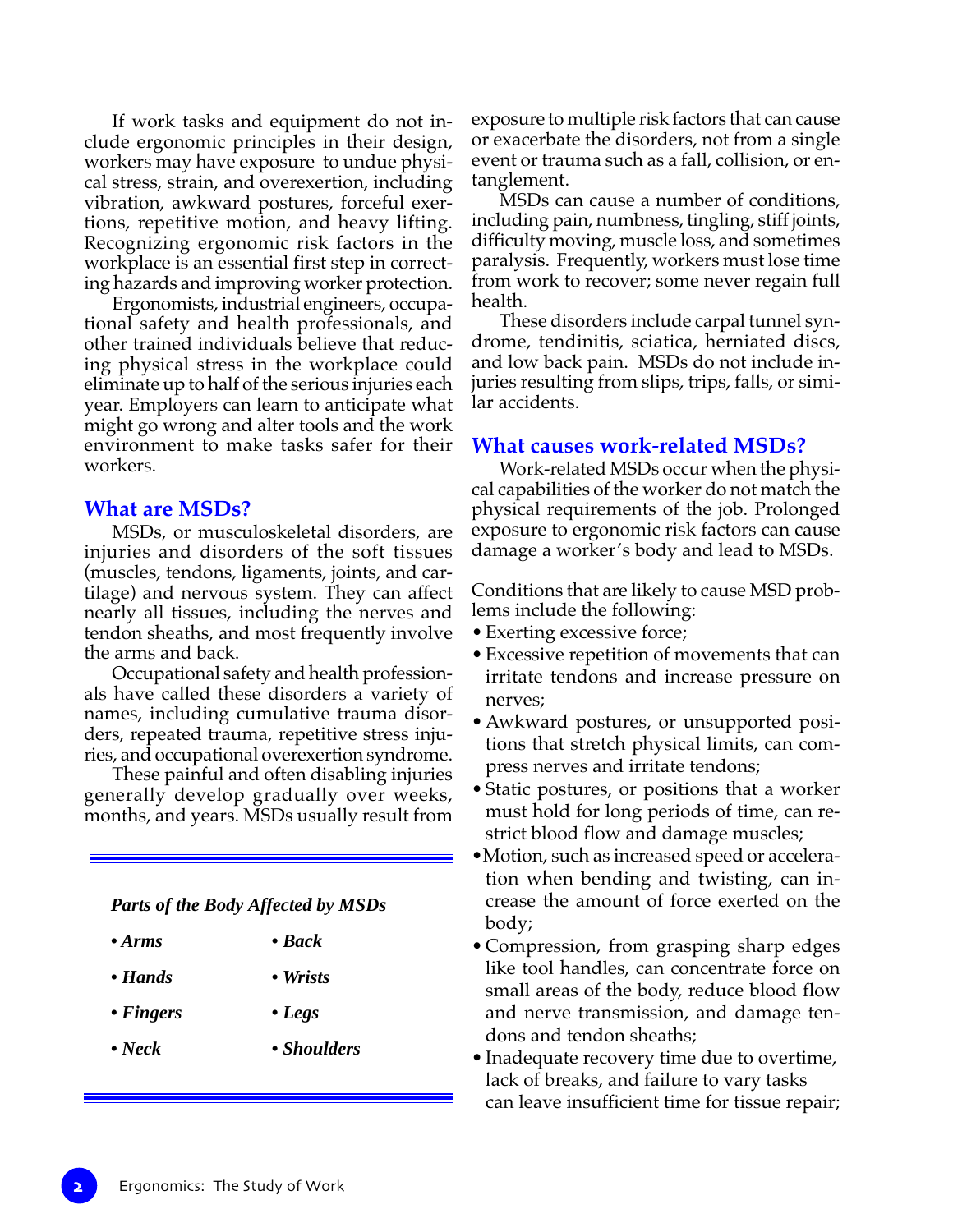If work tasks and equipment do not include ergonomic principles in their design, workers may have exposure to undue physical stress, strain, and overexertion, including vibration, awkward postures, forceful exertions, repetitive motion, and heavy lifting. Recognizing ergonomic risk factors in the workplace is an essential first step in correcting hazards and improving worker protection.

Ergonomists, industrial engineers, occupational safety and health professionals, and other trained individuals believe that reducing physical stress in the workplace could eliminate up to half of the serious injuries each year. Employers can learn to anticipate what might go wrong and alter tools and the work environment to make tasks safer for their workers.

## What are MSDs?

MSDs, or musculoskeletal disorders, are injuries and disorders of the soft tissues (muscles, tendons, ligaments, joints, and cartilage) and nervous system. They can affect nearly all tissues, including the nerves and tendon sheaths, and most frequently involve the arms and back.

Occupational safety and health professionals have called these disorders a variety of names, including cumulative trauma disorders, repeated trauma, repetitive stress injuries, and occupational overexertion syndrome.

These painful and often disabling injuries generally develop gradually over weeks, months, and years. MSDs usually result from exposure to multiple risk factors that can cause or exacerbate the disorders, not from a single event or trauma such as a fall, collision, or entanglement.

MSDs can cause a number of conditions, including pain, numbness, tingling, stiff joints, difficulty moving, muscle loss, and sometimes paralysis. Frequently, workers must lose time from work to recover; some never regain full health.

These disorders include carpal tunnel syndrome, tendinitis, sciatica, herniated discs, and low back pain. MSDs do not include injuries resulting from slips, trips, falls, or similar accidents.

***Parts of the Body Affected by MSDs***

- ***Arms***
- ***Hands***
- ***Fingers***
- ***Neck***
- ***Back***
- ***Wrists***
- ***Legs***
- ***Shoulders***

## What causes work-related MSDs?

Work-related MSDs occur when the physical capabilities of the worker do not match the physical requirements of the job. Prolonged exposure to ergonomic risk factors can cause damage a worker's body and lead to MSDs.

Conditions that are likely to cause MSD problems include the following:

- Exerting excessive force;
- Excessive repetition of movements that can irritate tendons and increase pressure on nerves;
- Awkward postures, or unsupported positions that stretch physical limits, can compress nerves and irritate tendons;
- Static postures, or positions that a worker must hold for long periods of time, can restrict blood flow and damage muscles;
- Motion, such as increased speed or acceleration when bending and twisting, can increase the amount of force exerted on the body;
- Compression, from grasping sharp edges like tool handles, can concentrate force on small areas of the body, reduce blood flow and nerve transmission, and damage tendons and tendon sheaths;
- Inadequate recovery time due to overtime, lack of breaks, and failure to vary tasks can leave insufficient time for tissue repair;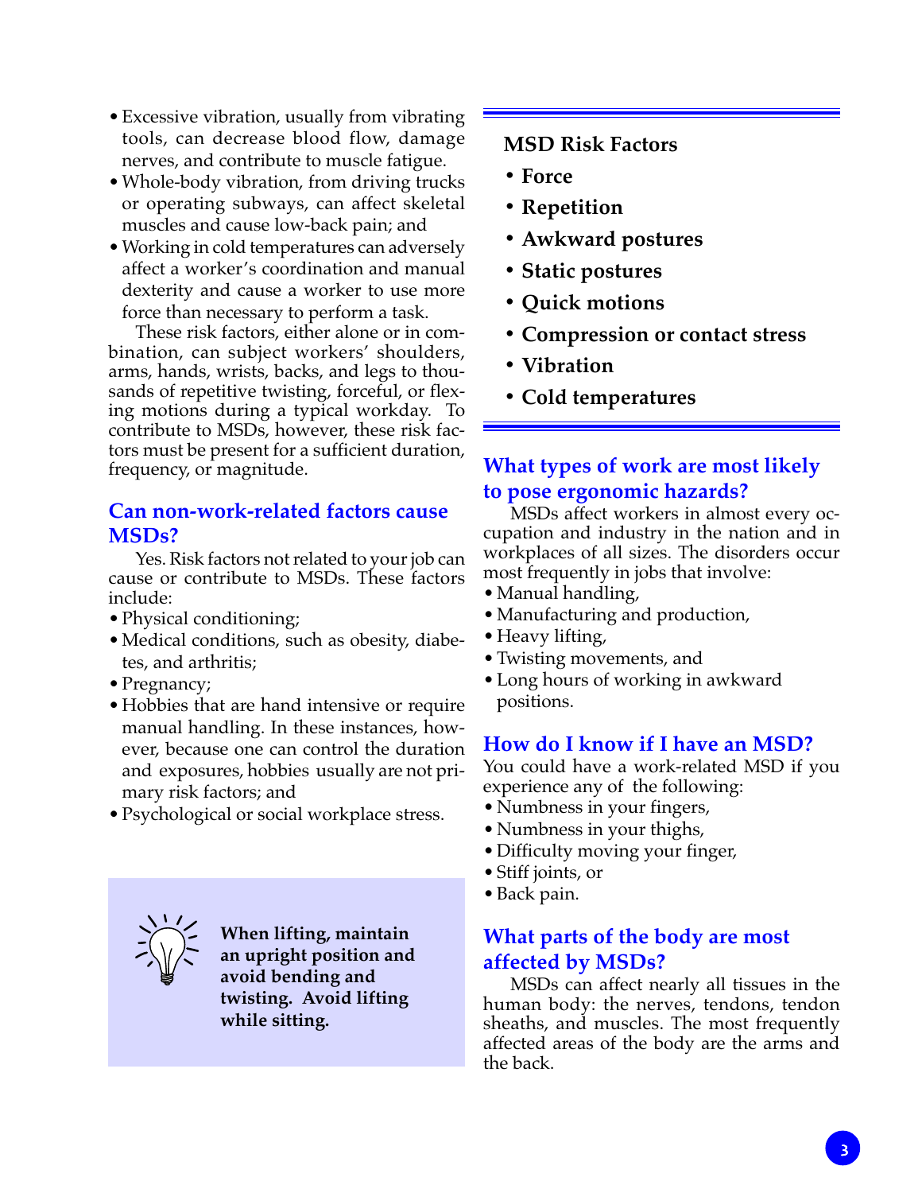- Excessive vibration, usually from vibrating tools, can decrease blood flow, damage nerves, and contribute to muscle fatigue.
- Whole-body vibration, from driving trucks or operating subways, can affect skeletal muscles and cause low-back pain; and
- Working in cold temperatures can adversely affect a worker's coordination and manual dexterity and cause a worker to use more force than necessary to perform a task.

These risk factors, either alone or in combination, can subject workers' shoulders, arms, hands, wrists, backs, and legs to thousands of repetitive twisting, forceful, or flexing motions during a typical workday. To contribute to MSDs, however, these risk factors must be present for a sufficient duration, frequency, or magnitude.

## Can non-work-related factors cause MSDs?

Yes. Risk factors not related to your job can cause or contribute to MSDs. These factors include:

- Physical conditioning;
- Medical conditions, such as obesity, diabetes, and arthritis;
- Pregnancy;
- Hobbies that are hand intensive or require manual handling. In these instances, however, because one can control the duration and exposures, hobbies usually are not primary risk factors; and
- Psychological or social workplace stress.

**When lifting, maintain an upright position and avoid bending and twisting. Avoid lifting while sitting.**

---

**MSD Risk Factors**

- **Force**
- **Repetition**
- **Awkward postures**
- **Static postures**
- **Quick motions**
- **Compression or contact stress**
- **Vibration**
- **Cold temperatures**

---

## What types of work are most likely to pose ergonomic hazards?

MSDs affect workers in almost every occupation and industry in the nation and in workplaces of all sizes. The disorders occur most frequently in jobs that involve:

- Manual handling,
- Manufacturing and production,
- Heavy lifting,
- Twisting movements, and
- Long hours of working in awkward positions.

## How do I know if I have an MSD?

You could have a work-related MSD if you experience any of the following:

- Numbness in your fingers,
- Numbness in your thighs,
- Difficulty moving your finger,
- Stiff joints, or
- Back pain.

## What parts of the body are most affected by MSDs?

MSDs can affect nearly all tissues in the human body: the nerves, tendons, tendon sheaths, and muscles. The most frequently affected areas of the body are the arms and the back.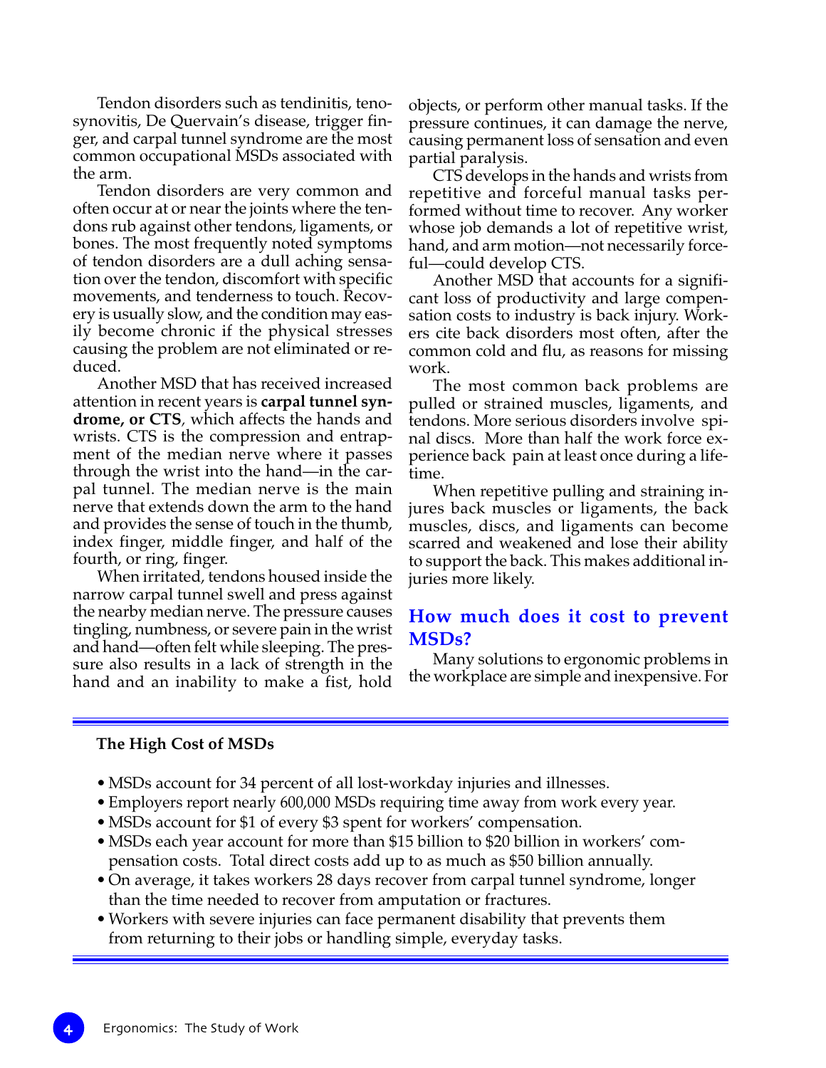Tendon disorders such as tendinitis, tenosynovitis, De Quervain's disease, trigger finger, and carpal tunnel syndrome are the most common occupational MSDs associated with the arm.

Tendon disorders are very common and often occur at or near the joints where the tendons rub against other tendons, ligaments, or bones. The most frequently noted symptoms of tendon disorders are a dull aching sensation over the tendon, discomfort with specific movements, and tenderness to touch. Recovery is usually slow, and the condition may easily become chronic if the physical stresses causing the problem are not eliminated or reduced.

Another MSD that has received increased attention in recent years is **carpal tunnel syndrome, or CTS**, which affects the hands and wrists. CTS is the compression and entrapment of the median nerve where it passes through the wrist into the hand—in the carpal tunnel. The median nerve is the main nerve that extends down the arm to the hand and provides the sense of touch in the thumb, index finger, middle finger, and half of the fourth, or ring, finger.

When irritated, tendons housed inside the narrow carpal tunnel swell and press against the nearby median nerve. The pressure causes tingling, numbness, or severe pain in the wrist and hand—often felt while sleeping. The pressure also results in a lack of strength in the hand and an inability to make a fist, hold objects, or perform other manual tasks. If the pressure continues, it can damage the nerve, causing permanent loss of sensation and even partial paralysis.

CTS develops in the hands and wrists from repetitive and forceful manual tasks performed without time to recover. Any worker whose job demands a lot of repetitive wrist, hand, and arm motion—not necessarily forceful—could develop CTS.

Another MSD that accounts for a significant loss of productivity and large compensation costs to industry is back injury. Workers cite back disorders most often, after the common cold and flu, as reasons for missing work.

The most common back problems are pulled or strained muscles, ligaments, and tendons. More serious disorders involve spinal discs. More than half the work force experience back pain at least once during a lifetime.

When repetitive pulling and straining injures back muscles or ligaments, the back muscles, discs, and ligaments can become scarred and weakened and lose their ability to support the back. This makes additional injuries more likely.

## How much does it cost to prevent MSDs?

Many solutions to ergonomic problems in the workplace are simple and inexpensive. For

**The High Cost of MSDs**

- MSDs account for 34 percent of all lost-workday injuries and illnesses.
- Employers report nearly 600,000 MSDs requiring time away from work every year.
- MSDs account for $1 of every $3 spent for workers' compensation.
- MSDs each year account for more than $15 billion to $20 billion in workers' compensation costs. Total direct costs add up to as much as $50 billion annually.
- On average, it takes workers 28 days recover from carpal tunnel syndrome, longer than the time needed to recover from amputation or fractures.
- Workers with severe injuries can face permanent disability that prevents them from returning to their jobs or handling simple, everyday tasks.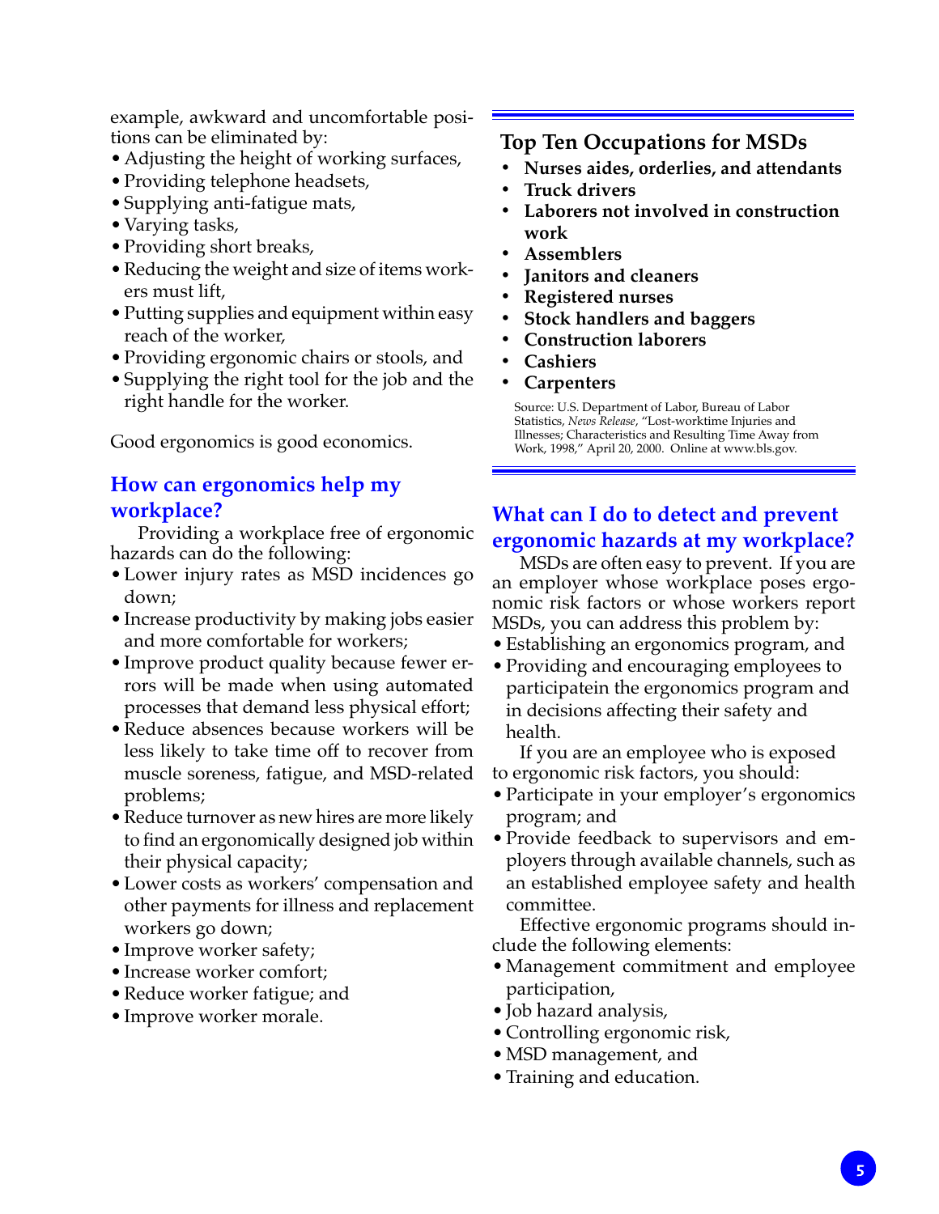example, awkward and uncomfortable positions can be eliminated by:

- Adjusting the height of working surfaces,
- Providing telephone headsets,
- Supplying anti-fatigue mats,
- Varying tasks,
- Providing short breaks,
- Reducing the weight and size of items workers must lift,
- Putting supplies and equipment within easy reach of the worker,
- Providing ergonomic chairs or stools, and
- Supplying the right tool for the job and the right handle for the worker.

Good ergonomics is good economics.

## How can ergonomics help my workplace?

Providing a workplace free of ergonomic hazards can do the following:

- Lower injury rates as MSD incidences go down;
- Increase productivity by making jobs easier and more comfortable for workers;
- Improve product quality because fewer errors will be made when using automated processes that demand less physical effort;
- Reduce absences because workers will be less likely to take time off to recover from muscle soreness, fatigue, and MSD-related problems;
- Reduce turnover as new hires are more likely to find an ergonomically designed job within their physical capacity;
- Lower costs as workers' compensation and other payments for illness and replacement workers go down;
- Improve worker safety;
- Increase worker comfort;
- Reduce worker fatigue; and
- Improve worker morale.

### Top Ten Occupations for MSDs

- **Nurses aides, orderlies, and attendants**
- **Truck drivers**
- **Laborers not involved in construction work**
- **Assemblers**
- **Janitors and cleaners**
- **Registered nurses**
- **Stock handlers and baggers**
- **Construction laborers**
- **Cashiers**
- **Carpenters**

Source: U.S. Department of Labor, Bureau of Labor Statistics, *News Release*, "Lost-worktime Injuries and Illnesses; Characteristics and Resulting Time Away from Work, 1998," April 20, 2000. Online at www.bls.gov.

## What can I do to detect and prevent ergonomic hazards at my workplace?

MSDs are often easy to prevent. If you are an employer whose workplace poses ergonomic risk factors or whose workers report MSDs, you can address this problem by:

- Establishing an ergonomics program, and
- Providing and encouraging employees to participatein the ergonomics program and in decisions affecting their safety and health.

If you are an employee who is exposed to ergonomic risk factors, you should:

- Participate in your employer's ergonomics program; and
- Provide feedback to supervisors and employers through available channels, such as an established employee safety and health committee.

Effective ergonomic programs should include the following elements:

- Management commitment and employee participation,
- Job hazard analysis,
- Controlling ergonomic risk,
- MSD management, and
- Training and education.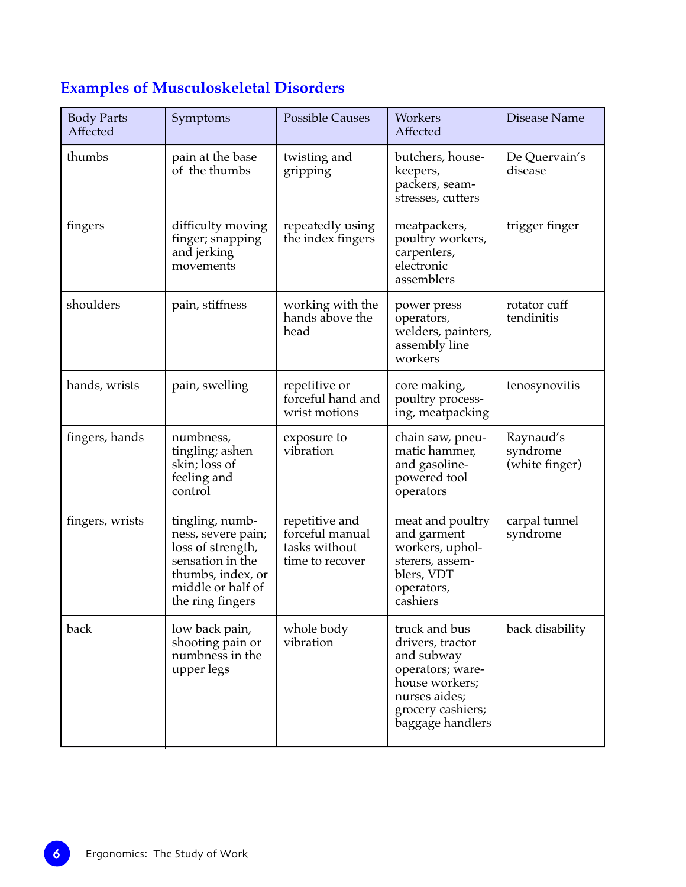## Examples of Musculoskeletal Disorders

| Body Parts Affected | Symptoms | Possible Causes | Workers Affected | Disease Name |
|---|---|---|---|---|
| thumbs | pain at the base of the thumbs | twisting and gripping | butchers, housekeepers, packers, seamstresses, cutters | De Quervain's disease |
| fingers | difficulty moving finger; snapping and jerking movements | repeatedly using the index fingers | meatpackers, poultry workers, carpenters, electronic assemblers | trigger finger |
| shoulders | pain, stiffness | working with the hands above the head | power press operators, welders, painters, assembly line workers | rotator cuff tendinitis |
| hands, wrists | pain, swelling | repetitive or forceful hand and wrist motions | core making, poultry processing, meatpacking | tenosynovitis |
| fingers, hands | numbness, tingling; ashen skin; loss of feeling and control | exposure to vibration | chain saw, pneumatic hammer, and gasoline-powered tool operators | Raynaud's syndrome (white finger) |
| fingers, wrists | tingling, numbness, severe pain; loss of strength, sensation in the thumbs, index, or middle or half of the ring fingers | repetitive and forceful manual tasks without time to recover | meat and poultry and garment workers, upholsterers, assemblers, VDT operators, cashiers | carpal tunnel syndrome |
| back | low back pain, shooting pain or numbness in the upper legs | whole body vibration | truck and bus drivers, tractor and subway operators; warehouse workers; nurses aides; grocery cashiers; baggage handlers | back disability |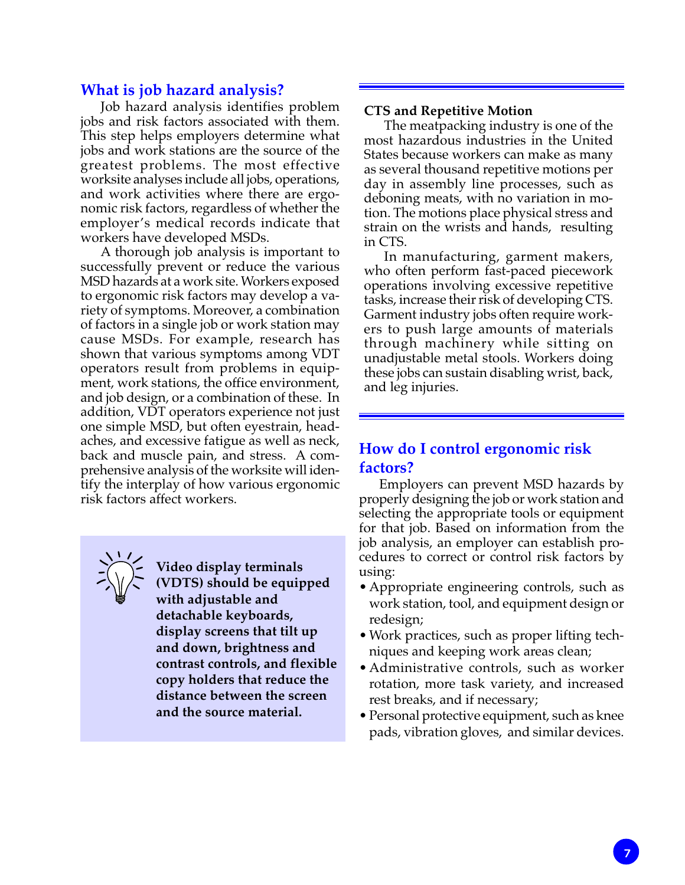## What is job hazard analysis?

Job hazard analysis identifies problem jobs and risk factors associated with them. This step helps employers determine what jobs and work stations are the source of the greatest problems. The most effective worksite analyses include all jobs, operations, and work activities where there are ergonomic risk factors, regardless of whether the employer's medical records indicate that workers have developed MSDs.

A thorough job analysis is important to successfully prevent or reduce the various MSD hazards at a work site. Workers exposed to ergonomic risk factors may develop a variety of symptoms. Moreover, a combination of factors in a single job or work station may cause MSDs. For example, research has shown that various symptoms among VDT operators result from problems in equipment, work stations, the office environment, and job design, or a combination of these. In addition, VDT operators experience not just one simple MSD, but often eyestrain, headaches, and excessive fatigue as well as neck, back and muscle pain, and stress. A comprehensive analysis of the worksite will identify the interplay of how various ergonomic risk factors affect workers.

**Video display terminals (VDTS) should be equipped with adjustable and detachable keyboards, display screens that tilt up and down, brightness and contrast controls, and flexible copy holders that reduce the distance between the screen and the source material.**

---

**CTS and Repetitive Motion**

The meatpacking industry is one of the most hazardous industries in the United States because workers can make as many as several thousand repetitive motions per day in assembly line processes, such as deboning meats, with no variation in motion. The motions place physical stress and strain on the wrists and hands, resulting in CTS.

In manufacturing, garment makers, who often perform fast-paced piecework operations involving excessive repetitive tasks, increase their risk of developing CTS. Garment industry jobs often require workers to push large amounts of materials through machinery while sitting on unadjustable metal stools. Workers doing these jobs can sustain disabling wrist, back, and leg injuries.

---

## How do I control ergonomic risk factors?

Employers can prevent MSD hazards by properly designing the job or work station and selecting the appropriate tools or equipment for that job. Based on information from the job analysis, an employer can establish procedures to correct or control risk factors by using:

- Appropriate engineering controls, such as work station, tool, and equipment design or redesign;
- Work practices, such as proper lifting techniques and keeping work areas clean;
- Administrative controls, such as worker rotation, more task variety, and increased rest breaks, and if necessary;
- Personal protective equipment, such as knee pads, vibration gloves, and similar devices.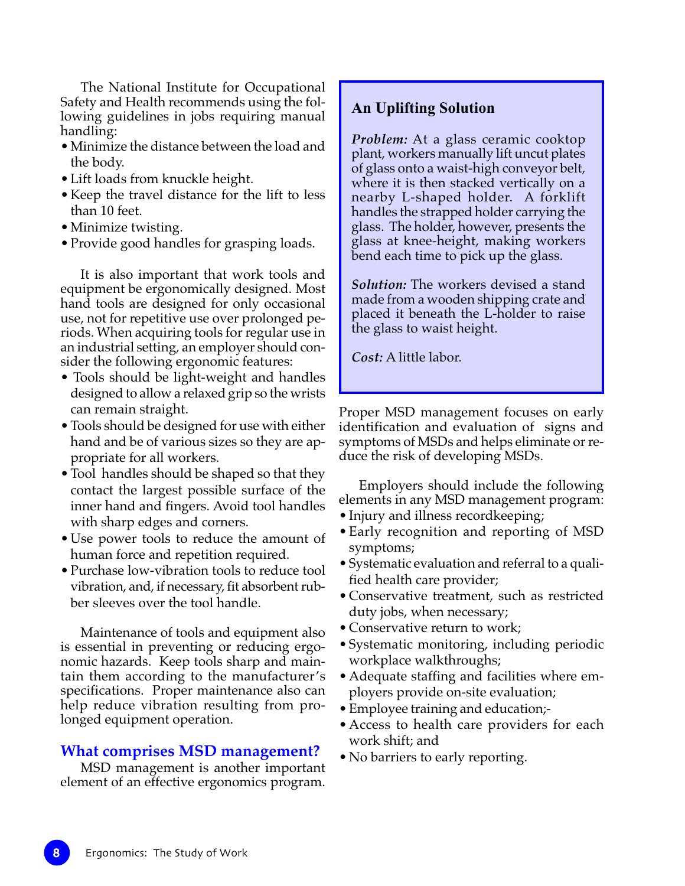The National Institute for Occupational Safety and Health recommends using the following guidelines in jobs requiring manual handling:

- Minimize the distance between the load and the body.
- Lift loads from knuckle height.
- Keep the travel distance for the lift to less than 10 feet.
- Minimize twisting.
- Provide good handles for grasping loads.

It is also important that work tools and equipment be ergonomically designed. Most hand tools are designed for only occasional use, not for repetitive use over prolonged periods. When acquiring tools for regular use in an industrial setting, an employer should consider the following ergonomic features:

- Tools should be light-weight and handles designed to allow a relaxed grip so the wrists can remain straight.
- Tools should be designed for use with either hand and be of various sizes so they are appropriate for all workers.
- Tool handles should be shaped so that they contact the largest possible surface of the inner hand and fingers. Avoid tool handles with sharp edges and corners.
- Use power tools to reduce the amount of human force and repetition required.
- Purchase low-vibration tools to reduce tool vibration, and, if necessary, fit absorbent rubber sleeves over the tool handle.

Maintenance of tools and equipment also is essential in preventing or reducing ergonomic hazards. Keep tools sharp and maintain them according to the manufacturer's specifications. Proper maintenance also can help reduce vibration resulting from prolonged equipment operation.

## What comprises MSD management?

MSD management is another important element of an effective ergonomics program. Proper MSD management focuses on early identification and evaluation of signs and symptoms of MSDs and helps eliminate or reduce the risk of developing MSDs.

Employers should include the following elements in any MSD management program:

- Injury and illness recordkeeping;
- Early recognition and reporting of MSD symptoms;
- Systematic evaluation and referral to a qualified health care provider;
- Conservative treatment, such as restricted duty jobs, when necessary;
- Conservative return to work;
- Systematic monitoring, including periodic workplace walkthroughs;
- Adequate staffing and facilities where employers provide on-site evaluation;
- Employee training and education;-
- Access to health care providers for each work shift; and
- No barriers to early reporting.

### An Uplifting Solution

***Problem:*** At a glass ceramic cooktop plant, workers manually lift uncut plates of glass onto a waist-high conveyor belt, where it is then stacked vertically on a nearby L-shaped holder. A forklift handles the strapped holder carrying the glass. The holder, however, presents the glass at knee-height, making workers bend each time to pick up the glass.

***Solution:*** The workers devised a stand made from a wooden shipping crate and placed it beneath the L-holder to raise the glass to waist height.

***Cost:*** A little labor.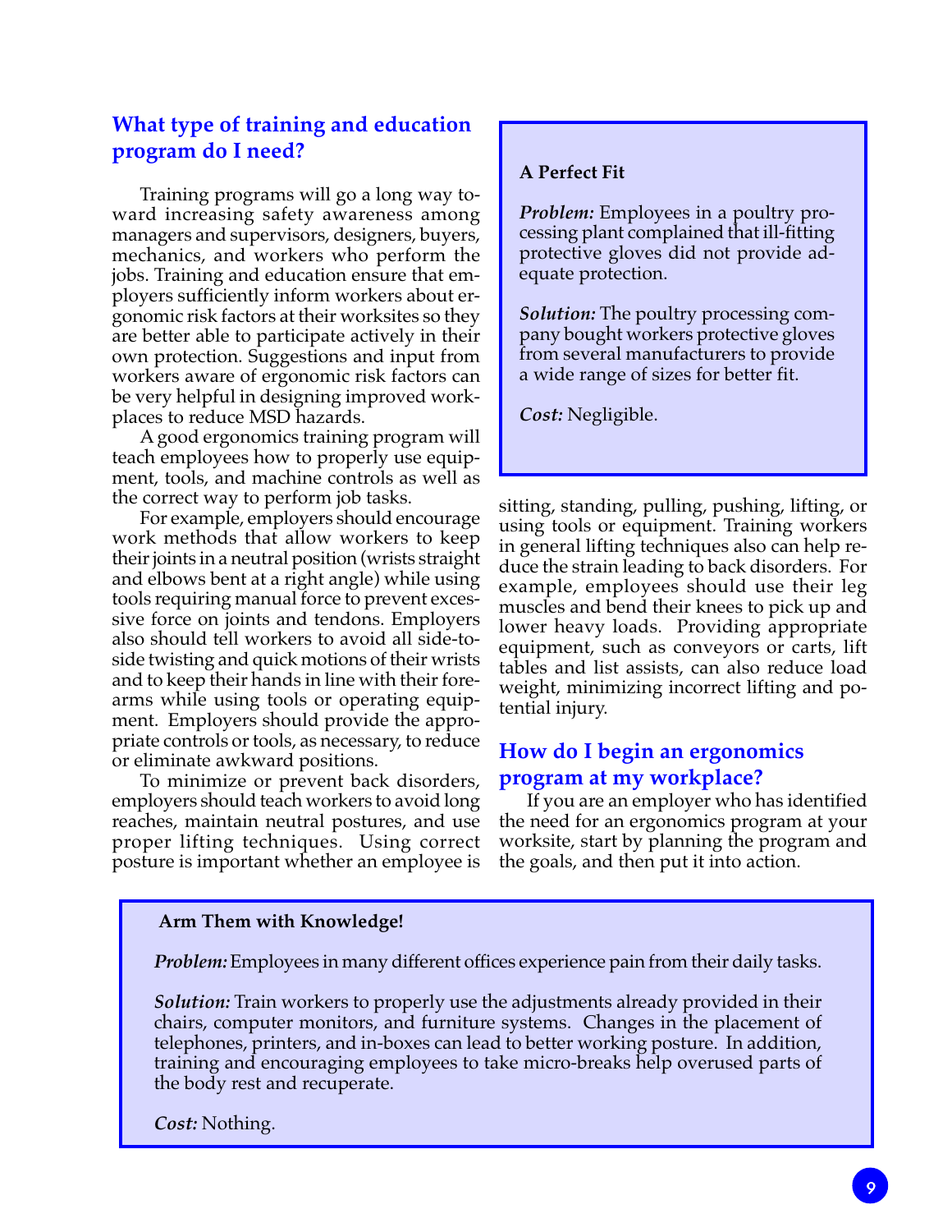## What type of training and education program do I need?

Training programs will go a long way toward increasing safety awareness among managers and supervisors, designers, buyers, mechanics, and workers who perform the jobs. Training and education ensure that employers sufficiently inform workers about ergonomic risk factors at their worksites so they are better able to participate actively in their own protection. Suggestions and input from workers aware of ergonomic risk factors can be very helpful in designing improved workplaces to reduce MSD hazards.

A good ergonomics training program will teach employees how to properly use equipment, tools, and machine controls as well as the correct way to perform job tasks.

For example, employers should encourage work methods that allow workers to keep their joints in a neutral position (wrists straight and elbows bent at a right angle) while using tools requiring manual force to prevent excessive force on joints and tendons. Employers also should tell workers to avoid all side-to-side twisting and quick motions of their wrists and to keep their hands in line with their forearms while using tools or operating equipment. Employers should provide the appropriate controls or tools, as necessary, to reduce or eliminate awkward positions.

To minimize or prevent back disorders, employers should teach workers to avoid long reaches, maintain neutral postures, and use proper lifting techniques. Using correct posture is important whether an employee is sitting, standing, pulling, pushing, lifting, or using tools or equipment. Training workers in general lifting techniques also can help reduce the strain leading to back disorders. For example, employees should use their leg muscles and bend their knees to pick up and lower heavy loads. Providing appropriate equipment, such as conveyors or carts, lift tables and list assists, can also reduce load weight, minimizing incorrect lifting and potential injury.

**A Perfect Fit**

***Problem:*** Employees in a poultry processing plant complained that ill-fitting protective gloves did not provide adequate protection.

***Solution:*** The poultry processing company bought workers protective gloves from several manufacturers to provide a wide range of sizes for better fit.

***Cost:*** Negligible.

## How do I begin an ergonomics program at my workplace?

If you are an employer who has identified the need for an ergonomics program at your worksite, start by planning the program and the goals, and then put it into action.

**Arm Them with Knowledge!**

***Problem:*** Employees in many different offices experience pain from their daily tasks.

***Solution:*** Train workers to properly use the adjustments already provided in their chairs, computer monitors, and furniture systems. Changes in the placement of telephones, printers, and in-boxes can lead to better working posture. In addition, training and encouraging employees to take micro-breaks help overused parts of the body rest and recuperate.

***Cost:*** Nothing.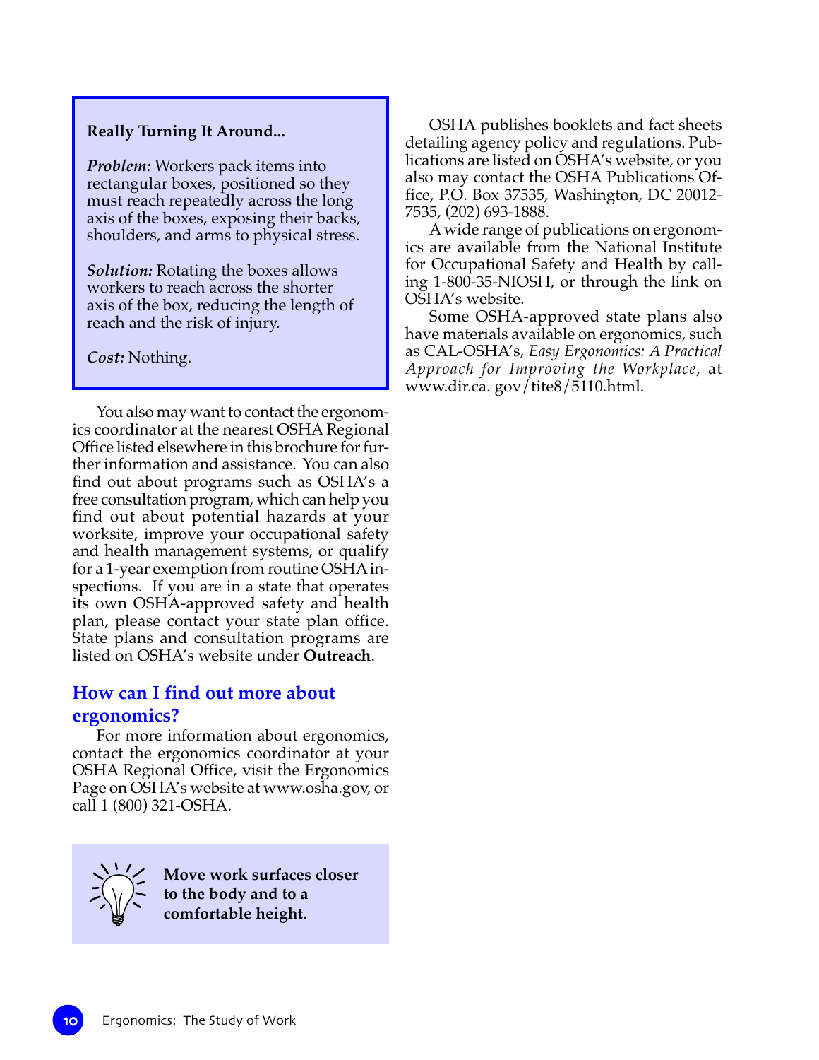**Really Turning It Around...**

***Problem:*** Workers pack items into rectangular boxes, positioned so they must reach repeatedly across the long axis of the boxes, exposing their backs, shoulders, and arms to physical stress.

***Solution:*** Rotating the boxes allows workers to reach across the shorter axis of the box, reducing the length of reach and the risk of injury.

***Cost:*** Nothing.

You also may want to contact the ergonomics coordinator at the nearest OSHA Regional Office listed elsewhere in this brochure for further information and assistance. You can also find out about programs such as OSHA's a free consultation program, which can help you find out about potential hazards at your worksite, improve your occupational safety and health management systems, or qualify for a 1-year exemption from routine OSHA inspections. If you are in a state that operates its own OSHA-approved safety and health plan, please contact your state plan office. State plans and consultation programs are listed on OSHA's website under **Outreach**.

## How can I find out more about ergonomics?

For more information about ergonomics, contact the ergonomics coordinator at your OSHA Regional Office, visit the Ergonomics Page on OSHA's website at www.osha.gov, or call 1 (800) 321-OSHA.

**Move work surfaces closer to the body and to a comfortable height.**

OSHA publishes booklets and fact sheets detailing agency policy and regulations. Publications are listed on OSHA's website, or you also may contact the OSHA Publications Office, P.O. Box 37535, Washington, DC 20012-7535, (202) 693-1888.

A wide range of publications on ergonomics are available from the National Institute for Occupational Safety and Health by calling 1-800-35-NIOSH, or through the link on OSHA's website.

Some OSHA-approved state plans also have materials available on ergonomics, such as CAL-OSHA's, *Easy Ergonomics: A Practical Approach for Improving the Workplace*, at www.dir.ca. gov/tite8/5110.html.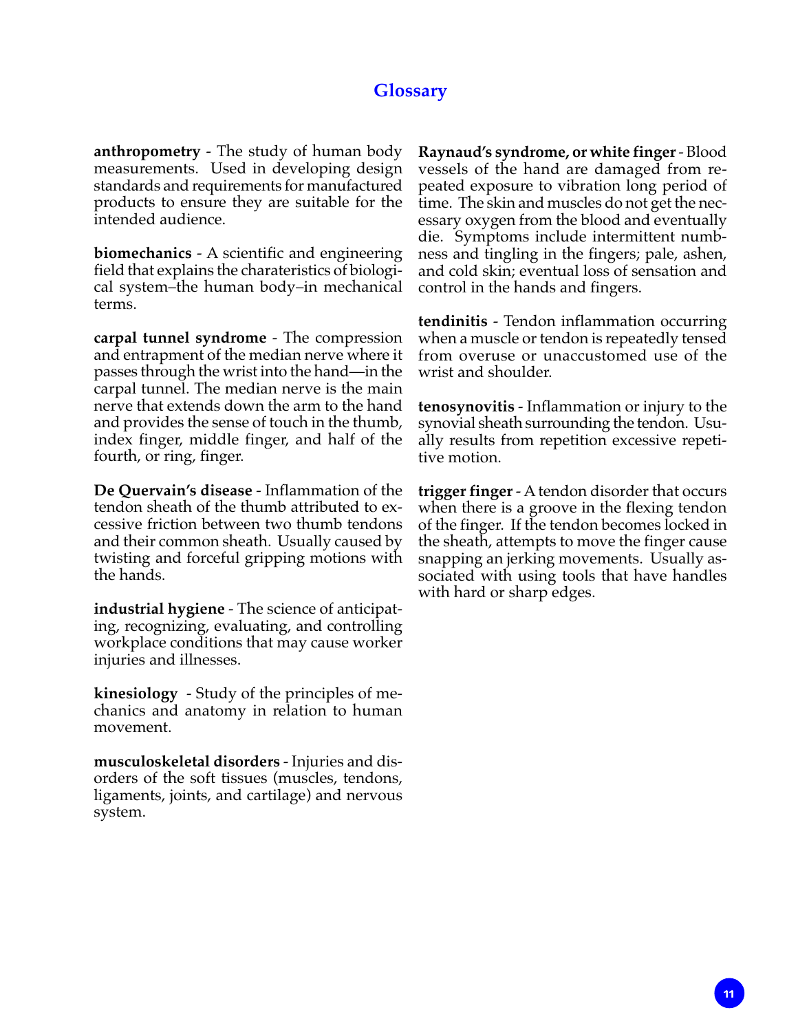## Glossary

**anthropometry** - The study of human body measurements. Used in developing design standards and requirements for manufactured products to ensure they are suitable for the intended audience.

**biomechanics** - A scientific and engineering field that explains the charateristics of biological system–the human body–in mechanical terms.

**carpal tunnel syndrome** - The compression and entrapment of the median nerve where it passes through the wrist into the hand—in the carpal tunnel. The median nerve is the main nerve that extends down the arm to the hand and provides the sense of touch in the thumb, index finger, middle finger, and half of the fourth, or ring, finger.

**De Quervain's disease** - Inflammation of the tendon sheath of the thumb attributed to excessive friction between two thumb tendons and their common sheath. Usually caused by twisting and forceful gripping motions with the hands.

**industrial hygiene** - The science of anticipating, recognizing, evaluating, and controlling workplace conditions that may cause worker injuries and illnesses.

**kinesiology** - Study of the principles of mechanics and anatomy in relation to human movement.

**musculoskeletal disorders** - Injuries and disorders of the soft tissues (muscles, tendons, ligaments, joints, and cartilage) and nervous system.

**Raynaud's syndrome, or white finger** - Blood vessels of the hand are damaged from repeated exposure to vibration long period of time. The skin and muscles do not get the necessary oxygen from the blood and eventually die. Symptoms include intermittent numbness and tingling in the fingers; pale, ashen, and cold skin; eventual loss of sensation and control in the hands and fingers.

**tendinitis** - Tendon inflammation occurring when a muscle or tendon is repeatedly tensed from overuse or unaccustomed use of the wrist and shoulder.

**tenosynovitis** - Inflammation or injury to the synovial sheath surrounding the tendon. Usually results from repetition excessive repetitive motion.

**trigger finger** - A tendon disorder that occurs when there is a groove in the flexing tendon of the finger. If the tendon becomes locked in the sheath, attempts to move the finger cause snapping an jerking movements. Usually associated with using tools that have handles with hard or sharp edges.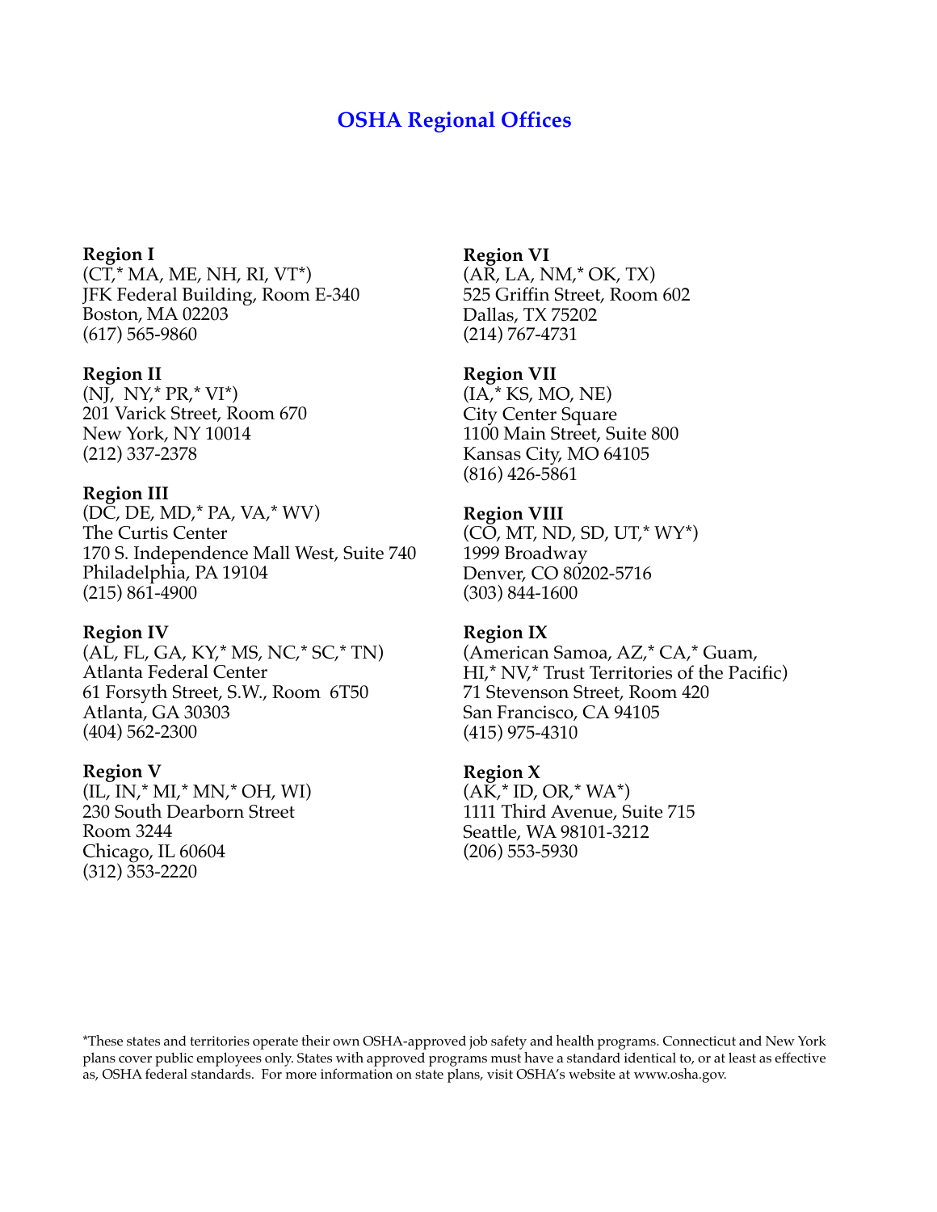# OSHA Regional Offices

**Region I**
(CT,* MA, ME, NH, RI, VT*)
JFK Federal Building, Room E-340
Boston, MA 02203
(617) 565-9860

**Region II**
(NJ, NY,* PR,* VI*)
201 Varick Street, Room 670
New York, NY 10014
(212) 337-2378

**Region III**
(DC, DE, MD,* PA, VA,* WV)
The Curtis Center
170 S. Independence Mall West, Suite 740
Philadelphia, PA 19104
(215) 861-4900

**Region IV**
(AL, FL, GA, KY,* MS, NC,* SC,* TN)
Atlanta Federal Center
61 Forsyth Street, S.W., Room 6T50
Atlanta, GA 30303
(404) 562-2300

**Region V**
(IL, IN,* MI,* MN,* OH, WI)
230 South Dearborn Street
Room 3244
Chicago, IL 60604
(312) 353-2220

**Region VI**
(AR, LA, NM,* OK, TX)
525 Griffin Street, Room 602
Dallas, TX 75202
(214) 767-4731

**Region VII**
(IA,* KS, MO, NE)
City Center Square
1100 Main Street, Suite 800
Kansas City, MO 64105
(816) 426-5861

**Region VIII**
(CO, MT, ND, SD, UT,* WY*)
1999 Broadway
Denver, CO 80202-5716
(303) 844-1600

**Region IX**
(American Samoa, AZ,* CA,* Guam, HI,* NV,* Trust Territories of the Pacific)
71 Stevenson Street, Room 420
San Francisco, CA 94105
(415) 975-4310

**Region X**
(AK,* ID, OR,* WA*)
1111 Third Avenue, Suite 715
Seattle, WA 98101-3212
(206) 553-5930

*These states and territories operate their own OSHA-approved job safety and health programs. Connecticut and New York plans cover public employees only. States with approved programs must have a standard identical to, or at least as effective as, OSHA federal standards. For more information on state plans, visit OSHA's website at www.osha.gov.